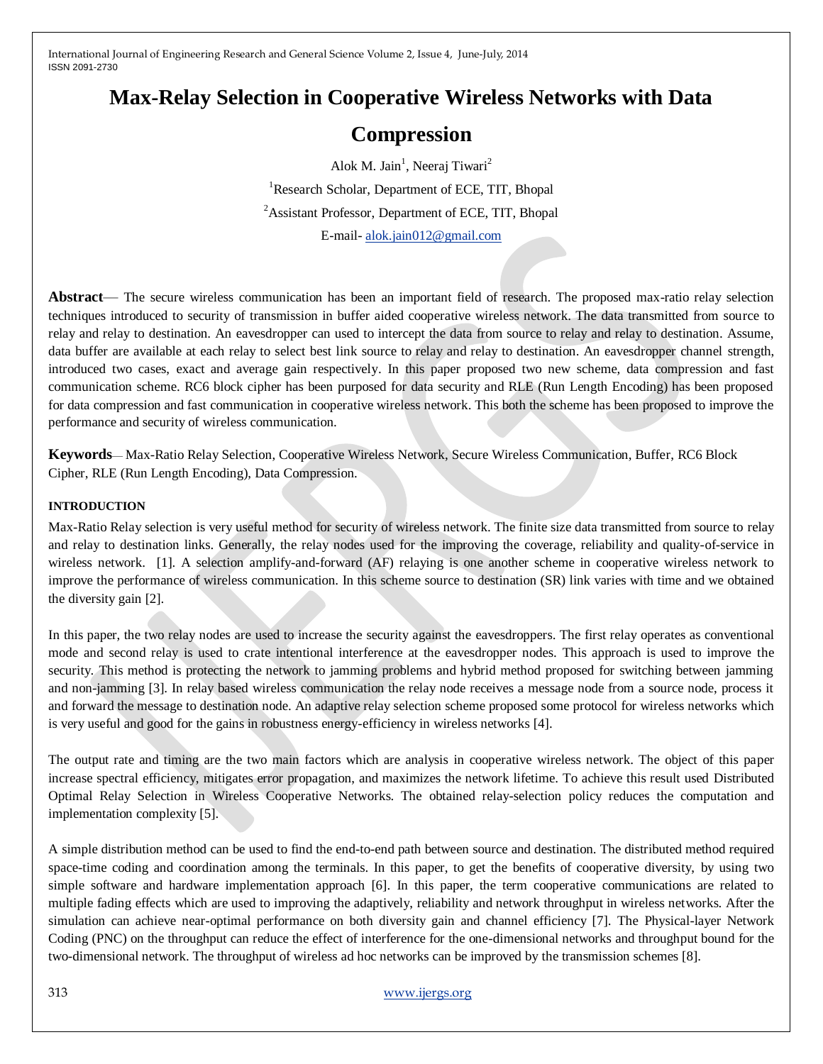# Max-Relay Selection in Cooperative Wireless Networks with Data Compression

Alok M. Jain[1], Neeraj Tiwari[2]

[1]Research Scholar, Department of ECE, TIT, Bhopal

[2]Assistant Professor, Department of ECE, TIT, Bhopal

E-mail- alok.jain012@gmail.com

**Abstract**— The secure wireless communication has been an important field of research. The proposed max-ratio relay selection techniques introduced to security of transmission in buffer aided cooperative wireless network. The data transmitted from source to relay and relay to destination. An eavesdropper can used to intercept the data from source to relay and relay to destination. Assume, data buffer are available at each relay to select best link source to relay and relay to destination. An eavesdropper channel strength, introduced two cases, exact and average gain respectively. In this paper proposed two new scheme, data compression and fast communication scheme. RC6 block cipher has been purposed for data security and RLE (Run Length Encoding) has been proposed for data compression and fast communication in cooperative wireless network. This both the scheme has been proposed to improve the performance and security of wireless communication.

**Keywords**— Max-Ratio Relay Selection, Cooperative Wireless Network, Secure Wireless Communication, Buffer, RC6 Block Cipher, RLE (Run Length Encoding), Data Compression.

## INTRODUCTION

Max-Ratio Relay selection is very useful method for security of wireless network. The finite size data transmitted from source to relay and relay to destination links. Generally, the relay nodes used for the improving the coverage, reliability and quality-of-service in wireless network. [1]. A selection amplify-and-forward (AF) relaying is one another scheme in cooperative wireless network to improve the performance of wireless communication. In this scheme source to destination (SR) link varies with time and we obtained the diversity gain [2].

In this paper, the two relay nodes are used to increase the security against the eavesdroppers. The first relay operates as conventional mode and second relay is used to crate intentional interference at the eavesdropper nodes. This approach is used to improve the security. This method is protecting the network to jamming problems and hybrid method proposed for switching between jamming and non-jamming [3]. In relay based wireless communication the relay node receives a message node from a source node, process it and forward the message to destination node. An adaptive relay selection scheme proposed some protocol for wireless networks which is very useful and good for the gains in robustness energy-efficiency in wireless networks [4].

The output rate and timing are the two main factors which are analysis in cooperative wireless network. The object of this paper increase spectral efficiency, mitigates error propagation, and maximizes the network lifetime. To achieve this result used Distributed Optimal Relay Selection in Wireless Cooperative Networks. The obtained relay-selection policy reduces the computation and implementation complexity [5].

A simple distribution method can be used to find the end-to-end path between source and destination. The distributed method required space-time coding and coordination among the terminals. In this paper, to get the benefits of cooperative diversity, by using two simple software and hardware implementation approach [6]. In this paper, the term cooperative communications are related to multiple fading effects which are used to improving the adaptively, reliability and network throughput in wireless networks. After the simulation can achieve near-optimal performance on both diversity gain and channel efficiency [7]. The Physical-layer Network Coding (PNC) on the throughput can reduce the effect of interference for the one-dimensional networks and throughput bound for the two-dimensional network. The throughput of wireless ad hoc networks can be improved by the transmission schemes [8].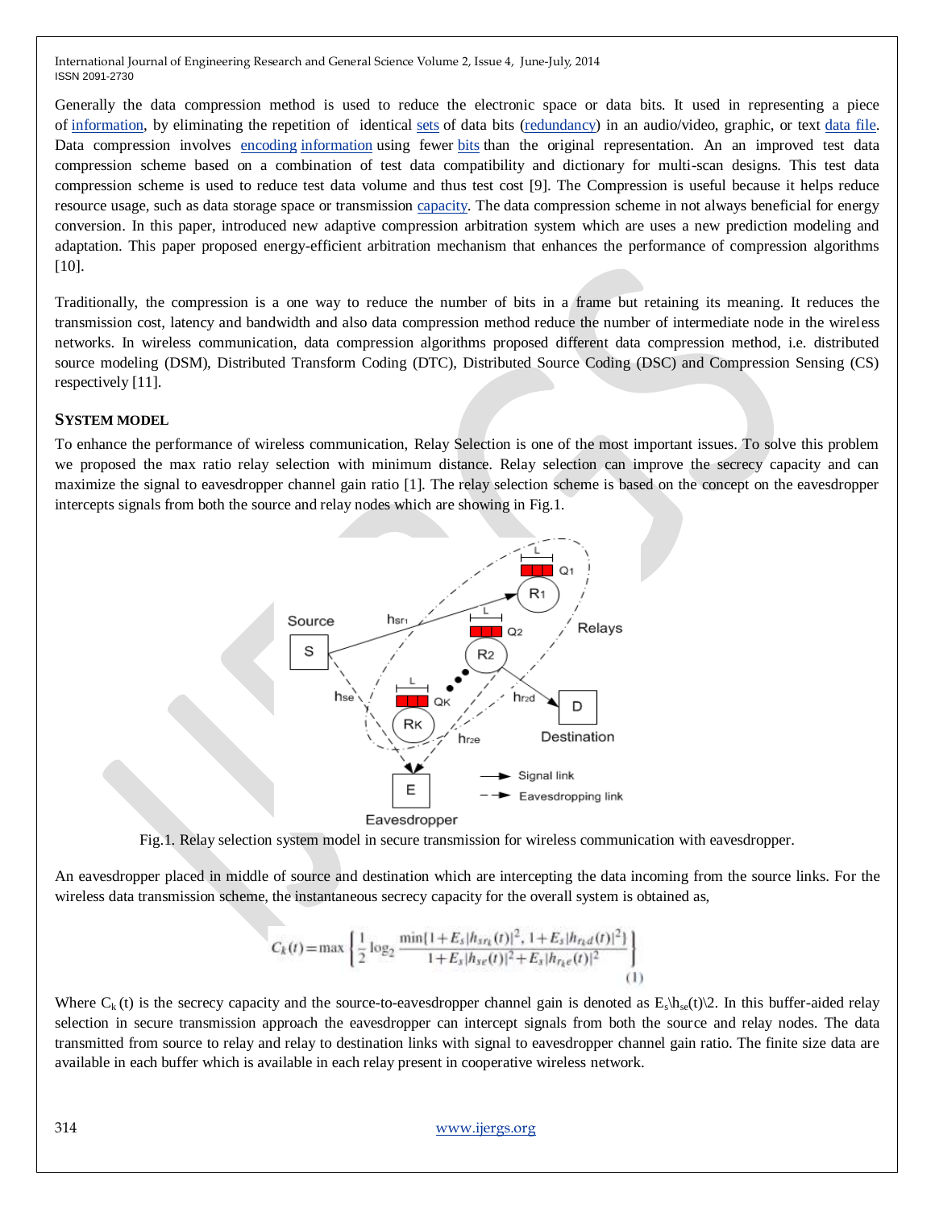Generally the data compression method is used to reduce the electronic space or data bits. It used in representing a piece of information, by eliminating the repetition of identical sets of data bits (redundancy) in an audio/video, graphic, or text data file. Data compression involves encoding information using fewer bits than the original representation. An an improved test data compression scheme based on a combination of test data compatibility and dictionary for multi-scan designs. This test data compression scheme is used to reduce test data volume and thus test cost [9]. The Compression is useful because it helps reduce resource usage, such as data storage space or transmission capacity. The data compression scheme in not always beneficial for energy conversion. In this paper, introduced new adaptive compression arbitration system which are uses a new prediction modeling and adaptation. This paper proposed energy-efficient arbitration mechanism that enhances the performance of compression algorithms [10].

Traditionally, the compression is a one way to reduce the number of bits in a frame but retaining its meaning. It reduces the transmission cost, latency and bandwidth and also data compression method reduce the number of intermediate node in the wireless networks. In wireless communication, data compression algorithms proposed different data compression method, i.e. distributed source modeling (DSM), Distributed Transform Coding (DTC), Distributed Source Coding (DSC) and Compression Sensing (CS) respectively [11].

## SYSTEM MODEL

To enhance the performance of wireless communication, Relay Selection is one of the most important issues. To solve this problem we proposed the max ratio relay selection with minimum distance. Relay selection can improve the secrecy capacity and can maximize the signal to eavesdropper channel gain ratio [1]. The relay selection scheme is based on the concept on the eavesdropper intercepts signals from both the source and relay nodes which are showing in Fig.1.

Fig.1. Relay selection system model in secure transmission for wireless communication with eavesdropper.

An eavesdropper placed in middle of source and destination which are intercepting the data incoming from the source links. For the wireless data transmission scheme, the instantaneous secrecy capacity for the overall system is obtained as,

$$C_k(t) = \max\left\{\frac{1}{2}\log_2 \frac{\min\{1+E_s|h_{sr_k}(t)|^2,\, 1+E_s|h_{r_kd}(t)|^2\}}{1+E_s|h_{se}(t)|^2+E_s|h_{r_ke}(t)|^2}\right\} \quad (1)$$

Where $C_k(t)$ is the secrecy capacity and the source-to-eavesdropper channel gain is denoted as $E_s\backslash h_{se}(t)\backslash 2$. In this buffer-aided relay selection in secure transmission approach the eavesdropper can intercept signals from both the source and relay nodes. The data transmitted from source to relay and relay to destination links with signal to eavesdropper channel gain ratio. The finite size data are available in each buffer which is available in each relay present in cooperative wireless network.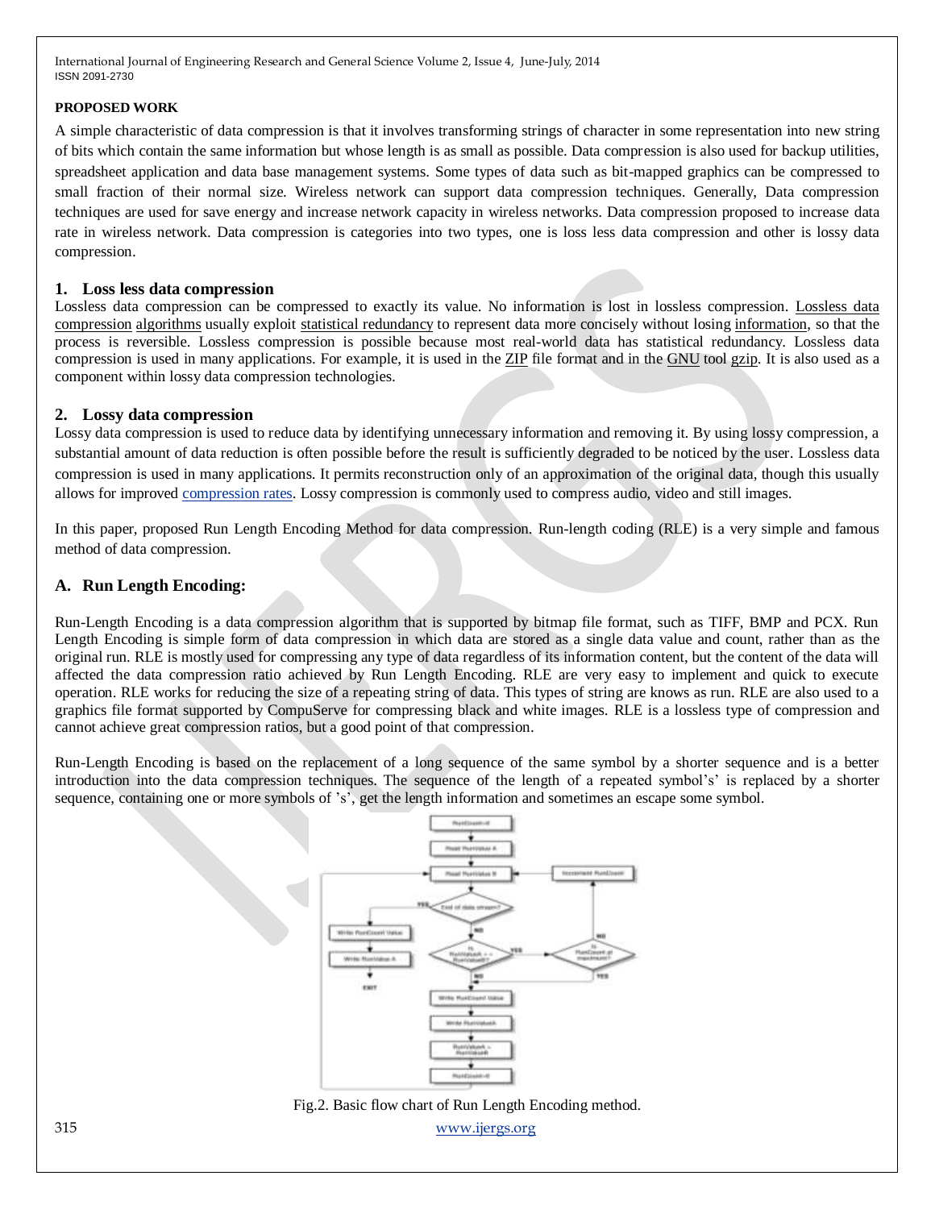**PROPOSED WORK**

A simple characteristic of data compression is that it involves transforming strings of character in some representation into new string of bits which contain the same information but whose length is as small as possible. Data compression is also used for backup utilities, spreadsheet application and data base management systems. Some types of data such as bit-mapped graphics can be compressed to small fraction of their normal size. Wireless network can support data compression techniques. Generally, Data compression techniques are used for save energy and increase network capacity in wireless networks. Data compression proposed to increase data rate in wireless network. Data compression is categories into two types, one is loss less data compression and other is lossy data compression.

## 1. Loss less data compression

Lossless data compression can be compressed to exactly its value. No information is lost in lossless compression. Lossless data compression algorithms usually exploit statistical redundancy to represent data more concisely without losing information, so that the process is reversible. Lossless compression is possible because most real-world data has statistical redundancy. Lossless data compression is used in many applications. For example, it is used in the ZIP file format and in the GNU tool gzip. It is also used as a component within lossy data compression technologies.

## 2. Lossy data compression

Lossy data compression is used to reduce data by identifying unnecessary information and removing it. By using lossy compression, a substantial amount of data reduction is often possible before the result is sufficiently degraded to be noticed by the user. Lossless data compression is used in many applications. It permits reconstruction only of an approximation of the original data, though this usually allows for improved compression rates. Lossy compression is commonly used to compress audio, video and still images.

In this paper, proposed Run Length Encoding Method for data compression. Run-length coding (RLE) is a very simple and famous method of data compression.

## A. Run Length Encoding:

Run-Length Encoding is a data compression algorithm that is supported by bitmap file format, such as TIFF, BMP and PCX. Run Length Encoding is simple form of data compression in which data are stored as a single data value and count, rather than as the original run. RLE is mostly used for compressing any type of data regardless of its information content, but the content of the data will affected the data compression ratio achieved by Run Length Encoding. RLE are very easy to implement and quick to execute operation. RLE works for reducing the size of a repeating string of data. This types of string are knows as run. RLE are also used to a graphics file format supported by CompuServe for compressing black and white images. RLE is a lossless type of compression and cannot achieve great compression ratios, but a good point of that compression.

Run-Length Encoding is based on the replacement of a long sequence of the same symbol by a shorter sequence and is a better introduction into the data compression techniques. The sequence of the length of a repeated symbol's' is replaced by a shorter sequence, containing one or more symbols of 's', get the length information and sometimes an escape some symbol.

Fig.2. Basic flow chart of Run Length Encoding method.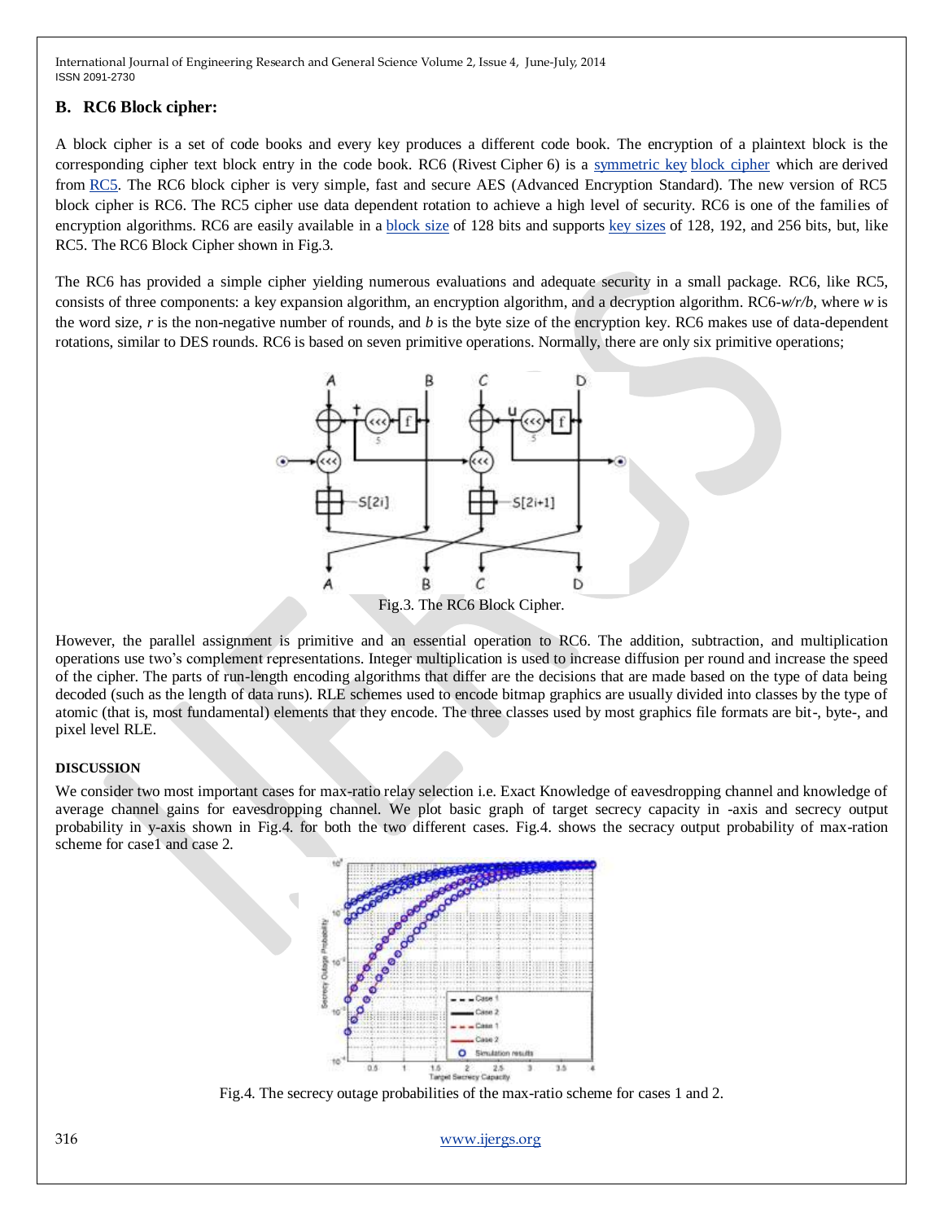### B. RC6 Block cipher:

A block cipher is a set of code books and every key produces a different code book. The encryption of a plaintext block is the corresponding cipher text block entry in the code book. RC6 (Rivest Cipher 6) is a symmetric key block cipher which are derived from RC5. The RC6 block cipher is very simple, fast and secure AES (Advanced Encryption Standard). The new version of RC5 block cipher is RC6. The RC5 cipher use data dependent rotation to achieve a high level of security. RC6 is one of the families of encryption algorithms. RC6 are easily available in a block size of 128 bits and supports key sizes of 128, 192, and 256 bits, but, like RC5. The RC6 Block Cipher shown in Fig.3.

The RC6 has provided a simple cipher yielding numerous evaluations and adequate security in a small package. RC6, like RC5, consists of three components: a key expansion algorithm, an encryption algorithm, and a decryption algorithm. RC6-*w/r/b*, where *w* is the word size, *r* is the non-negative number of rounds, and *b* is the byte size of the encryption key. RC6 makes use of data-dependent rotations, similar to DES rounds. RC6 is based on seven primitive operations. Normally, there are only six primitive operations;

Fig.3. The RC6 Block Cipher.

However, the parallel assignment is primitive and an essential operation to RC6. The addition, subtraction, and multiplication operations use two's complement representations. Integer multiplication is used to increase diffusion per round and increase the speed of the cipher. The parts of run-length encoding algorithms that differ are the decisions that are made based on the type of data being decoded (such as the length of data runs). RLE schemes used to encode bitmap graphics are usually divided into classes by the type of atomic (that is, most fundamental) elements that they encode. The three classes used by most graphics file formats are bit-, byte-, and pixel level RLE.

**DISCUSSION**

We consider two most important cases for max-ratio relay selection i.e. Exact Knowledge of eavesdropping channel and knowledge of average channel gains for eavesdropping channel. We plot basic graph of target secrecy capacity in -axis and secrecy output probability in y-axis shown in Fig.4. for both the two different cases. Fig.4. shows the secracy output probability of max-ration scheme for case1 and case 2.

Fig.4. The secrecy outage probabilities of the max-ratio scheme for cases 1 and 2.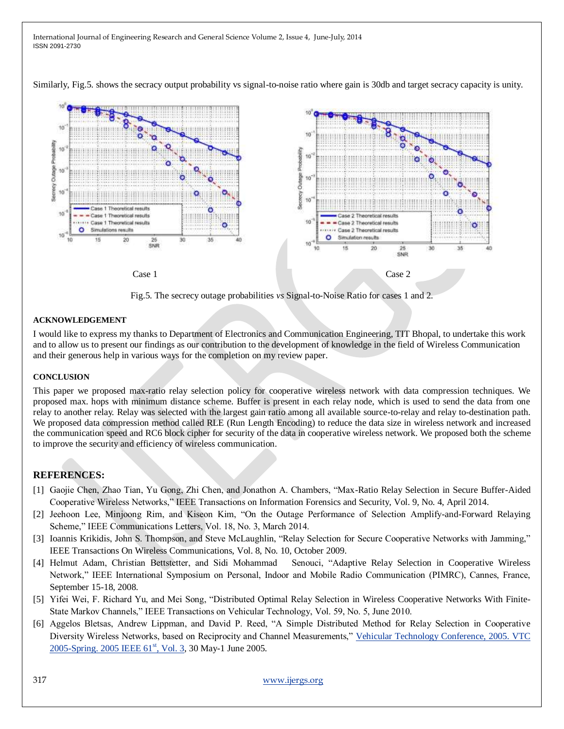Similarly, Fig.5. shows the secracy output probability vs signal-to-noise ratio where gain is 30db and target secracy capacity is unity.

Case 1 Case 2

Fig.5. The secrecy outage probabilities *vs* Signal-to-Noise Ratio for cases 1 and 2.

**ACKNOWLEDGEMENT**

I would like to express my thanks to Department of Electronics and Communication Engineering, TIT Bhopal, to undertake this work and to allow us to present our findings as our contribution to the development of knowledge in the field of Wireless Communication and their generous help in various ways for the completion on my review paper.

**CONCLUSION**

This paper we proposed max-ratio relay selection policy for cooperative wireless network with data compression techniques. We proposed max. hops with minimum distance scheme. Buffer is present in each relay node, which is used to send the data from one relay to another relay. Relay was selected with the largest gain ratio among all available source-to-relay and relay to-destination path. We proposed data compression method called RLE (Run Length Encoding) to reduce the data size in wireless network and increased the communication speed and RC6 block cipher for security of the data in cooperative wireless network. We proposed both the scheme to improve the security and efficiency of wireless communication.

## REFERENCES:

[1] Gaojie Chen, Zhao Tian, Yu Gong, Zhi Chen, and Jonathon A. Chambers, "Max-Ratio Relay Selection in Secure Buffer-Aided Cooperative Wireless Networks," IEEE Transactions on Information Forensics and Security, Vol. 9, No. 4, April 2014.

[2] Jeehoon Lee, Minjoong Rim, and Kiseon Kim, "On the Outage Performance of Selection Amplify-and-Forward Relaying Scheme," IEEE Communications Letters, Vol. 18, No. 3, March 2014.

[3] Ioannis Krikidis, John S. Thompson, and Steve McLaughlin, "Relay Selection for Secure Cooperative Networks with Jamming," IEEE Transactions On Wireless Communications, Vol. 8, No. 10, October 2009.

[4] Helmut Adam, Christian Bettstetter, and Sidi Mohammad Senouci, "Adaptive Relay Selection in Cooperative Wireless Network," IEEE International Symposium on Personal, Indoor and Mobile Radio Communication (PIMRC), Cannes, France, September 15-18, 2008.

[5] Yifei Wei, F. Richard Yu, and Mei Song, "Distributed Optimal Relay Selection in Wireless Cooperative Networks With Finite-State Markov Channels," IEEE Transactions on Vehicular Technology, Vol. 59, No. 5, June 2010.

[6] Aggelos Bletsas, Andrew Lippman, and David P. Reed, "A Simple Distributed Method for Relay Selection in Cooperative Diversity Wireless Networks, based on Reciprocity and Channel Measurements," Vehicular Technology Conference, 2005. VTC 2005-Spring. 2005 IEEE 61st, Vol. 3, 30 May-1 June 2005.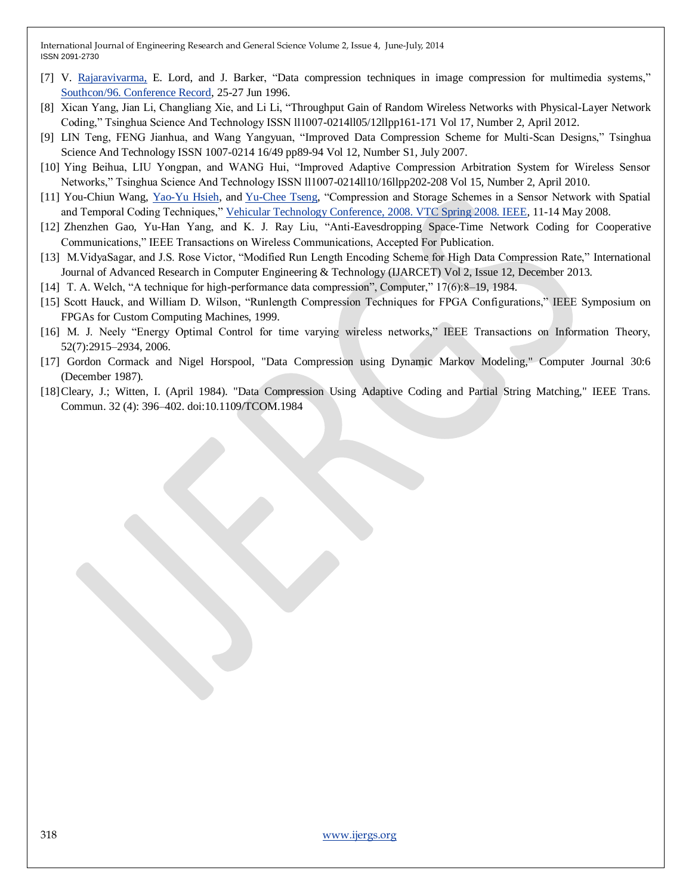[7] V. Rajaravivarma, E. Lord, and J. Barker, "Data compression techniques in image compression for multimedia systems," Southcon/96. Conference Record, 25-27 Jun 1996.

[8] Xican Yang, Jian Li, Changliang Xie, and Li Li, "Throughput Gain of Random Wireless Networks with Physical-Layer Network Coding," Tsinghua Science And Technology ISSN ll1007-0214ll05/12llpp161-171 Vol 17, Number 2, April 2012.

[9] LIN Teng, FENG Jianhua, and Wang Yangyuan, "Improved Data Compression Scheme for Multi-Scan Designs," Tsinghua Science And Technology ISSN 1007-0214 16/49 pp89-94 Vol 12, Number S1, July 2007.

[10] Ying Beihua, LIU Yongpan, and WANG Hui, "Improved Adaptive Compression Arbitration System for Wireless Sensor Networks," Tsinghua Science And Technology ISSN ll1007-0214ll10/16llpp202-208 Vol 15, Number 2, April 2010.

[11] You-Chiun Wang, Yao-Yu Hsieh, and Yu-Chee Tseng, "Compression and Storage Schemes in a Sensor Network with Spatial and Temporal Coding Techniques," Vehicular Technology Conference, 2008. VTC Spring 2008. IEEE, 11-14 May 2008.

[12] Zhenzhen Gao, Yu-Han Yang, and K. J. Ray Liu, "Anti-Eavesdropping Space-Time Network Coding for Cooperative Communications," IEEE Transactions on Wireless Communications, Accepted For Publication.

[13] M.VidyaSagar, and J.S. Rose Victor, "Modified Run Length Encoding Scheme for High Data Compression Rate," International Journal of Advanced Research in Computer Engineering & Technology (IJARCET) Vol 2, Issue 12, December 2013.

[14] T. A. Welch, "A technique for high-performance data compression", Computer," 17(6):8–19, 1984.

[15] Scott Hauck, and William D. Wilson, "Runlength Compression Techniques for FPGA Configurations," IEEE Symposium on FPGAs for Custom Computing Machines, 1999.

[16] M. J. Neely "Energy Optimal Control for time varying wireless networks," IEEE Transactions on Information Theory, 52(7):2915–2934, 2006.

[17] Gordon Cormack and Nigel Horspool, "Data Compression using Dynamic Markov Modeling," Computer Journal 30:6 (December 1987).

[18] Cleary, J.; Witten, I. (April 1984). "Data Compression Using Adaptive Coding and Partial String Matching," IEEE Trans. Commun. 32 (4): 396–402. doi:10.1109/TCOM.1984